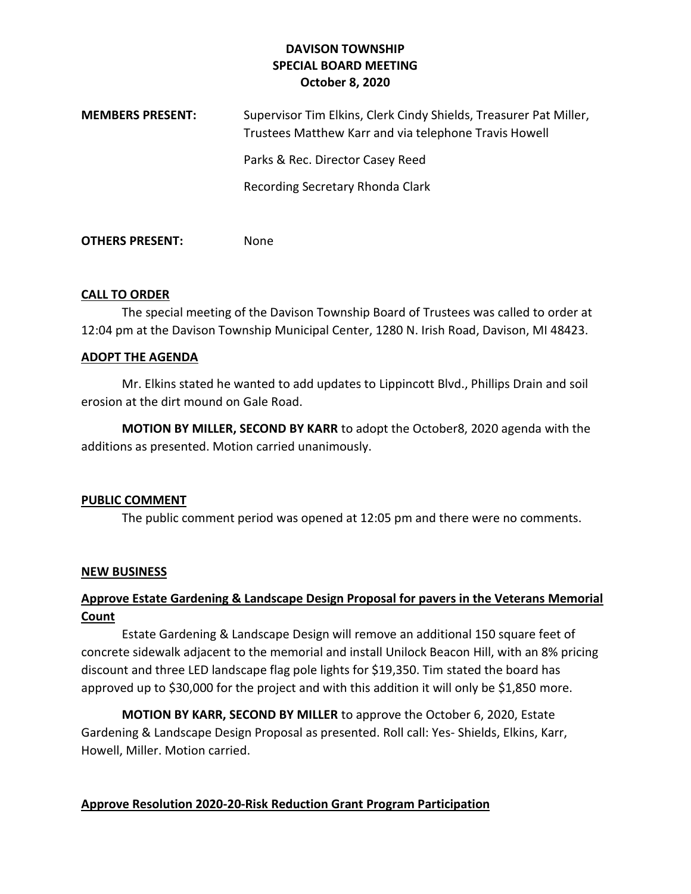# DAVISON TOWNSHIP
## SPECIAL BOARD MEETING
### October 8, 2020

**MEMBERS PRESENT:** Supervisor Tim Elkins, Clerk Cindy Shields, Treasurer Pat Miller, Trustees Matthew Karr and via telephone Travis Howell

Parks & Rec. Director Casey Reed

Recording Secretary Rhonda Clark

**OTHERS PRESENT:** None

**CALL TO ORDER**

The special meeting of the Davison Township Board of Trustees was called to order at 12:04 pm at the Davison Township Municipal Center, 1280 N. Irish Road, Davison, MI 48423.

**ADOPT THE AGENDA**

Mr. Elkins stated he wanted to add updates to Lippincott Blvd., Phillips Drain and soil erosion at the dirt mound on Gale Road.

**MOTION BY MILLER, SECOND BY KARR** to adopt the October8, 2020 agenda with the additions as presented. Motion carried unanimously.

**PUBLIC COMMENT**

The public comment period was opened at 12:05 pm and there were no comments.

**NEW BUSINESS**

**Approve Estate Gardening & Landscape Design Proposal for pavers in the Veterans Memorial Count**

Estate Gardening & Landscape Design will remove an additional 150 square feet of concrete sidewalk adjacent to the memorial and install Unilock Beacon Hill, with an 8% pricing discount and three LED landscape flag pole lights for $19,350. Tim stated the board has approved up to $30,000 for the project and with this addition it will only be $1,850 more.

**MOTION BY KARR, SECOND BY MILLER** to approve the October 6, 2020, Estate Gardening & Landscape Design Proposal as presented. Roll call: Yes- Shields, Elkins, Karr, Howell, Miller. Motion carried.

**Approve Resolution 2020-20-Risk Reduction Grant Program Participation**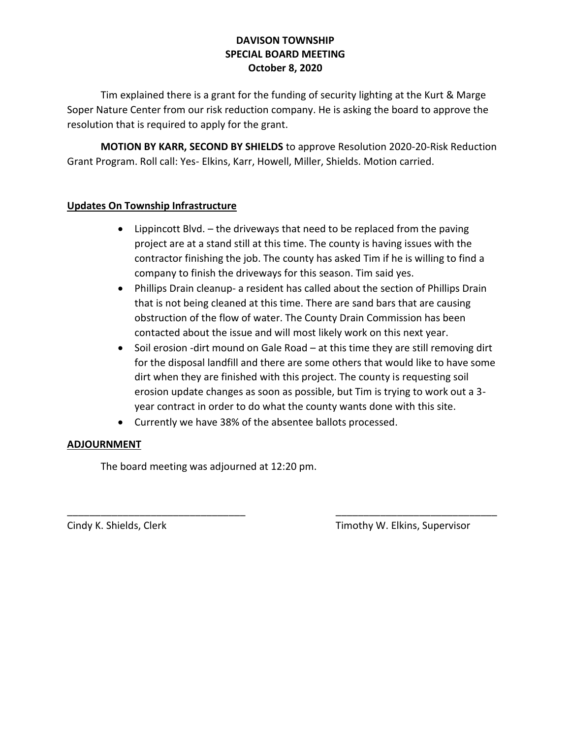**DAVISON TOWNSHIP**
**SPECIAL BOARD MEETING**
**October 8, 2020**

Tim explained there is a grant for the funding of security lighting at the Kurt & Marge Soper Nature Center from our risk reduction company. He is asking the board to approve the resolution that is required to apply for the grant.

**MOTION BY KARR, SECOND BY SHIELDS** to approve Resolution 2020-20-Risk Reduction Grant Program. Roll call: Yes- Elkins, Karr, Howell, Miller, Shields. Motion carried.

## Updates On Township Infrastructure

- Lippincott Blvd. – the driveways that need to be replaced from the paving project are at a stand still at this time. The county is having issues with the contractor finishing the job. The county has asked Tim if he is willing to find a company to finish the driveways for this season. Tim said yes.
- Phillips Drain cleanup- a resident has called about the section of Phillips Drain that is not being cleaned at this time. There are sand bars that are causing obstruction of the flow of water. The County Drain Commission has been contacted about the issue and will most likely work on this next year.
- Soil erosion -dirt mound on Gale Road – at this time they are still removing dirt for the disposal landfill and there are some others that would like to have some dirt when they are finished with this project. The county is requesting soil erosion update changes as soon as possible, but Tim is trying to work out a 3-year contract in order to do what the county wants done with this site.
- Currently we have 38% of the absentee ballots processed.

## ADJOURNMENT

The board meeting was adjourned at 12:20 pm.

________________________________ ________________________________

Cindy K. Shields, Clerk Timothy W. Elkins, Supervisor